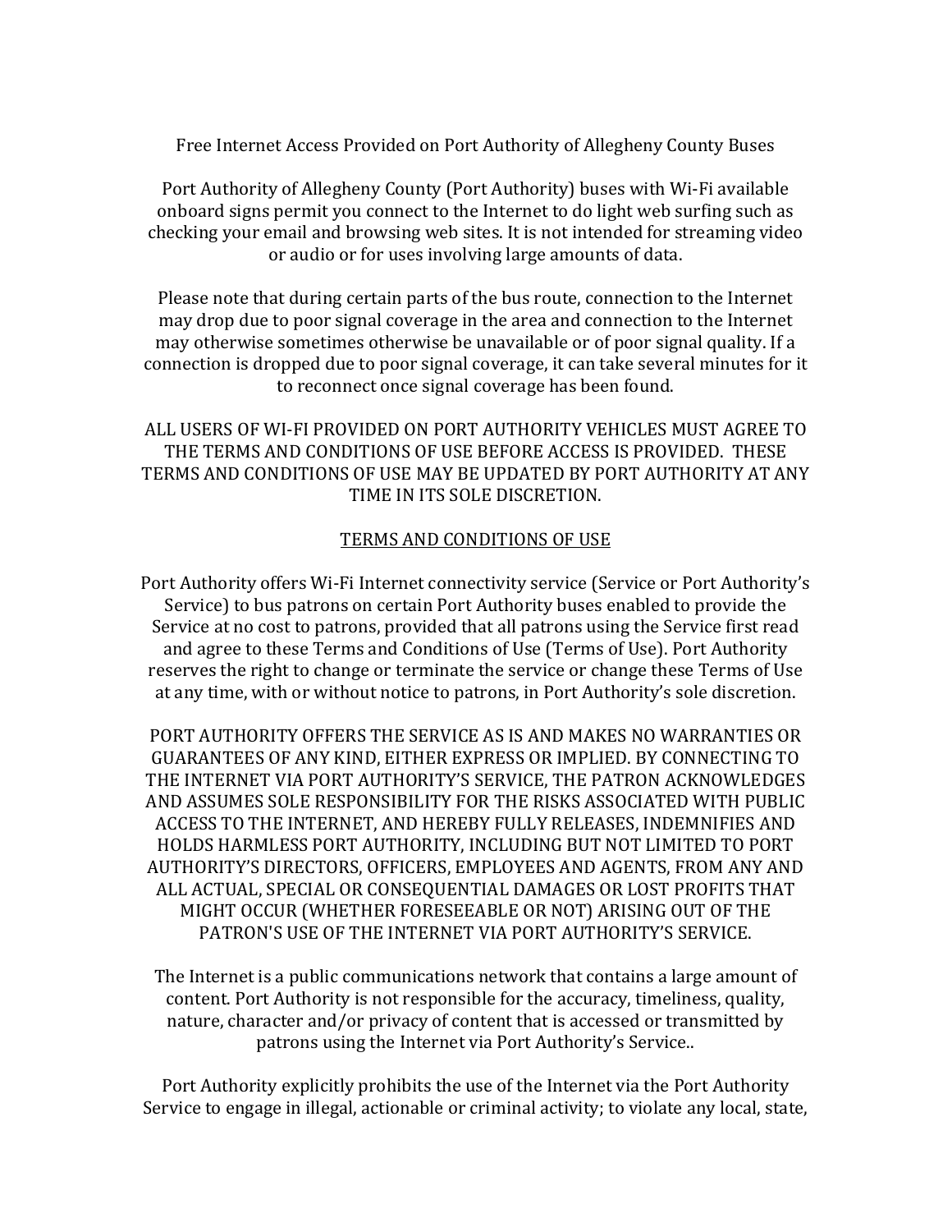# Free Internet Access Provided on Port Authority of Allegheny County Buses

Port Authority of Allegheny County (Port Authority) buses with Wi-Fi available onboard signs permit you connect to the Internet to do light web surfing such as checking your email and browsing web sites. It is not intended for streaming video or audio or for uses involving large amounts of data.

Please note that during certain parts of the bus route, connection to the Internet may drop due to poor signal coverage in the area and connection to the Internet may otherwise sometimes otherwise be unavailable or of poor signal quality. If a connection is dropped due to poor signal coverage, it can take several minutes for it to reconnect once signal coverage has been found.

ALL USERS OF WI-FI PROVIDED ON PORT AUTHORITY VEHICLES MUST AGREE TO THE TERMS AND CONDITIONS OF USE BEFORE ACCESS IS PROVIDED. THESE TERMS AND CONDITIONS OF USE MAY BE UPDATED BY PORT AUTHORITY AT ANY TIME IN ITS SOLE DISCRETION.

## TERMS AND CONDITIONS OF USE

Port Authority offers Wi-Fi Internet connectivity service (Service or Port Authority's Service) to bus patrons on certain Port Authority buses enabled to provide the Service at no cost to patrons, provided that all patrons using the Service first read and agree to these Terms and Conditions of Use (Terms of Use). Port Authority reserves the right to change or terminate the service or change these Terms of Use at any time, with or without notice to patrons, in Port Authority's sole discretion.

PORT AUTHORITY OFFERS THE SERVICE AS IS AND MAKES NO WARRANTIES OR GUARANTEES OF ANY KIND, EITHER EXPRESS OR IMPLIED. BY CONNECTING TO THE INTERNET VIA PORT AUTHORITY'S SERVICE, THE PATRON ACKNOWLEDGES AND ASSUMES SOLE RESPONSIBILITY FOR THE RISKS ASSOCIATED WITH PUBLIC ACCESS TO THE INTERNET, AND HEREBY FULLY RELEASES, INDEMNIFIES AND HOLDS HARMLESS PORT AUTHORITY, INCLUDING BUT NOT LIMITED TO PORT AUTHORITY'S DIRECTORS, OFFICERS, EMPLOYEES AND AGENTS, FROM ANY AND ALL ACTUAL, SPECIAL OR CONSEQUENTIAL DAMAGES OR LOST PROFITS THAT MIGHT OCCUR (WHETHER FORESEEABLE OR NOT) ARISING OUT OF THE PATRON'S USE OF THE INTERNET VIA PORT AUTHORITY'S SERVICE.

The Internet is a public communications network that contains a large amount of content. Port Authority is not responsible for the accuracy, timeliness, quality, nature, character and/or privacy of content that is accessed or transmitted by patrons using the Internet via Port Authority's Service..

Port Authority explicitly prohibits the use of the Internet via the Port Authority Service to engage in illegal, actionable or criminal activity; to violate any local, state,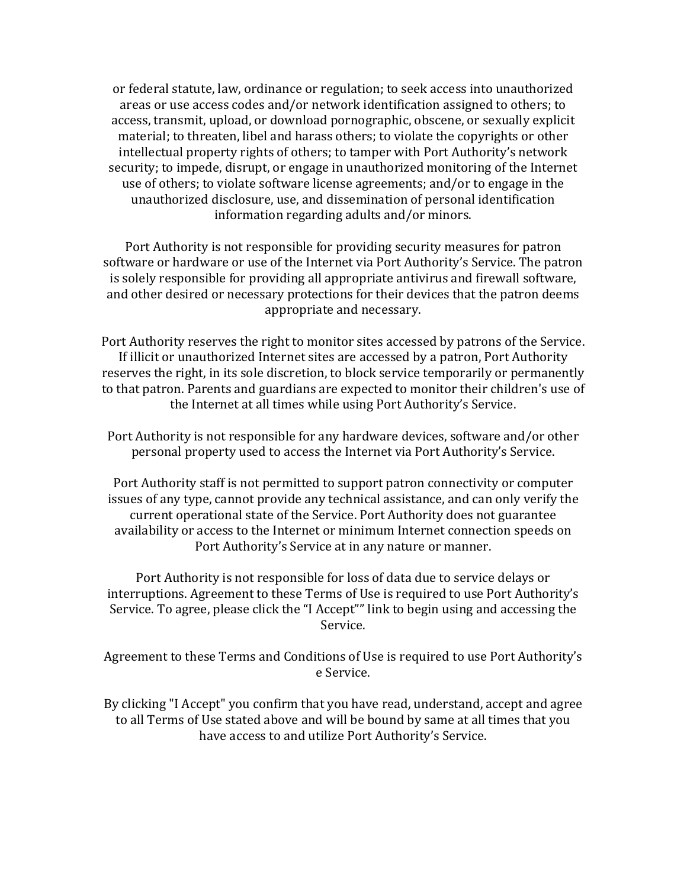or federal statute, law, ordinance or regulation; to seek access into unauthorized areas or use access codes and/or network identification assigned to others; to access, transmit, upload, or download pornographic, obscene, or sexually explicit material; to threaten, libel and harass others; to violate the copyrights or other intellectual property rights of others; to tamper with Port Authority's network security; to impede, disrupt, or engage in unauthorized monitoring of the Internet use of others; to violate software license agreements; and/or to engage in the unauthorized disclosure, use, and dissemination of personal identification information regarding adults and/or minors.

Port Authority is not responsible for providing security measures for patron software or hardware or use of the Internet via Port Authority's Service. The patron is solely responsible for providing all appropriate antivirus and firewall software, and other desired or necessary protections for their devices that the patron deems appropriate and necessary.

Port Authority reserves the right to monitor sites accessed by patrons of the Service. If illicit or unauthorized Internet sites are accessed by a patron, Port Authority reserves the right, in its sole discretion, to block service temporarily or permanently to that patron. Parents and guardians are expected to monitor their children's use of the Internet at all times while using Port Authority's Service.

Port Authority is not responsible for any hardware devices, software and/or other personal property used to access the Internet via Port Authority's Service.

Port Authority staff is not permitted to support patron connectivity or computer issues of any type, cannot provide any technical assistance, and can only verify the current operational state of the Service. Port Authority does not guarantee availability or access to the Internet or minimum Internet connection speeds on Port Authority's Service at in any nature or manner.

Port Authority is not responsible for loss of data due to service delays or interruptions. Agreement to these Terms of Use is required to use Port Authority's Service. To agree, please click the "I Accept"" link to begin using and accessing the Service.

Agreement to these Terms and Conditions of Use is required to use Port Authority's e Service.

By clicking "I Accept" you confirm that you have read, understand, accept and agree to all Terms of Use stated above and will be bound by same at all times that you have access to and utilize Port Authority's Service.